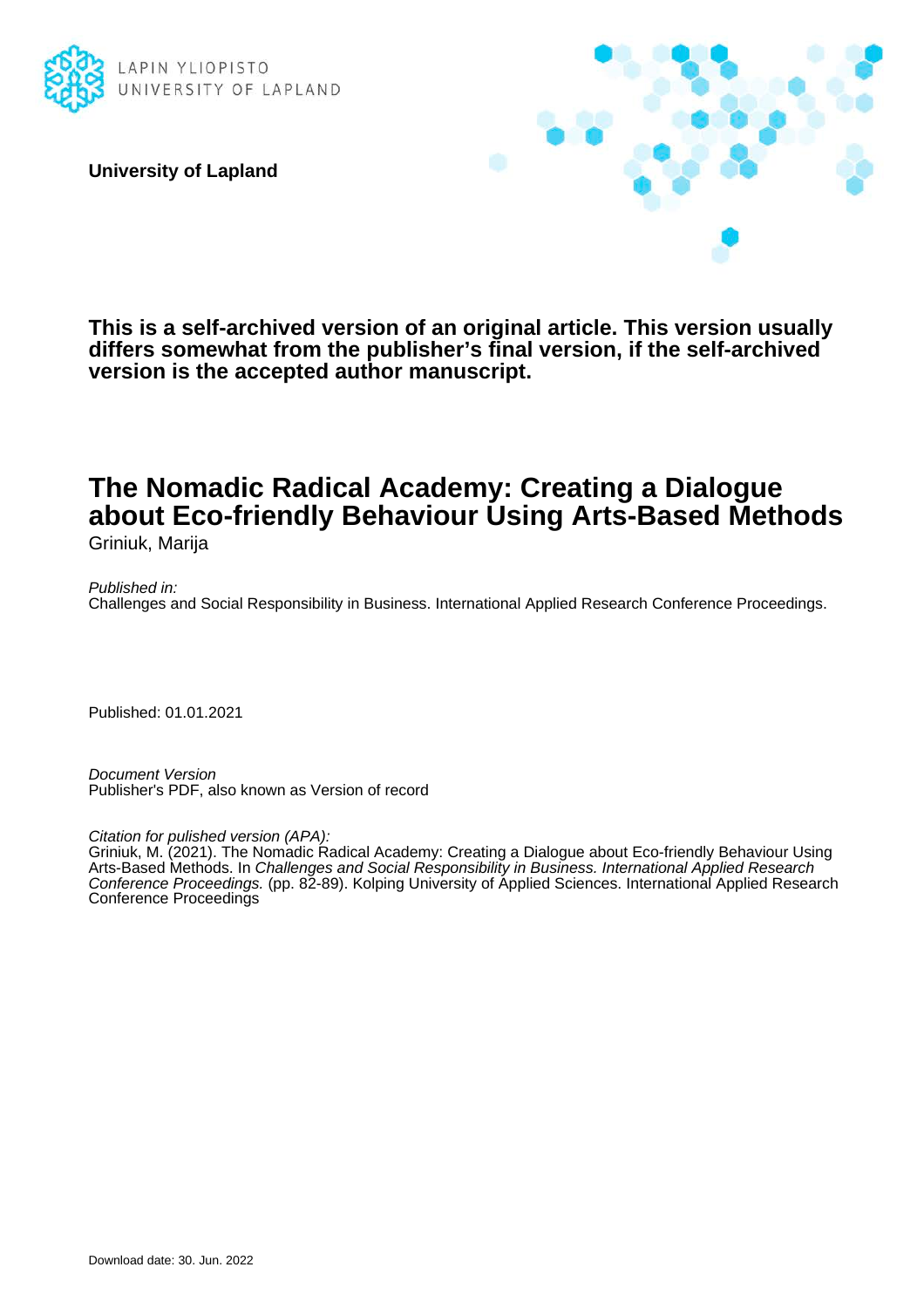LAPIN YLIOPISTO
UNIVERSITY OF LAPLAND

**University of Lapland**

**This is a self-archived version of an original article. This version usually differs somewhat from the publisher's final version, if the self-archived version is the accepted author manuscript.**

# The Nomadic Radical Academy: Creating a Dialogue about Eco-friendly Behaviour Using Arts-Based Methods

Griniuk, Marija

*Published in:*
Challenges and Social Responsibility in Business. International Applied Research Conference Proceedings.

Published: 01.01.2021

*Document Version*
Publisher's PDF, also known as Version of record

*Citation for pulished version (APA):*
Griniuk, M. (2021). The Nomadic Radical Academy: Creating a Dialogue about Eco-friendly Behaviour Using Arts-Based Methods. In *Challenges and Social Responsibility in Business. International Applied Research Conference Proceedings.* (pp. 82-89). Kolping University of Applied Sciences. International Applied Research Conference Proceedings

Download date: 30. Jun. 2022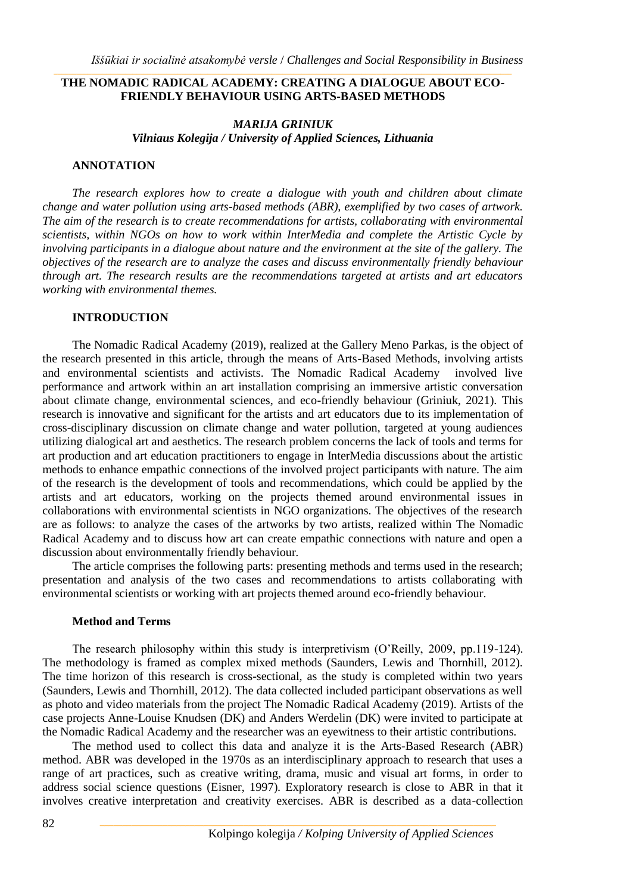# THE NOMADIC RADICAL ACADEMY: CREATING A DIALOGUE ABOUT ECO-FRIENDLY BEHAVIOUR USING ARTS-BASED METHODS

***MARIJA GRINIUK***
***Vilniaus Kolegija / University of Applied Sciences, Lithuania***

## ANNOTATION

*The research explores how to create a dialogue with youth and children about climate change and water pollution using arts-based methods (ABR), exemplified by two cases of artwork. The aim of the research is to create recommendations for artists, collaborating with environmental scientists, within NGOs on how to work within InterMedia and complete the Artistic Cycle by involving participants in a dialogue about nature and the environment at the site of the gallery. The objectives of the research are to analyze the cases and discuss environmentally friendly behaviour through art. The research results are the recommendations targeted at artists and art educators working with environmental themes.*

## INTRODUCTION

The Nomadic Radical Academy (2019), realized at the Gallery Meno Parkas, is the object of the research presented in this article, through the means of Arts-Based Methods, involving artists and environmental scientists and activists. The Nomadic Radical Academy involved live performance and artwork within an art installation comprising an immersive artistic conversation about climate change, environmental sciences, and eco-friendly behaviour (Griniuk, 2021). This research is innovative and significant for the artists and art educators due to its implementation of cross-disciplinary discussion on climate change and water pollution, targeted at young audiences utilizing dialogical art and aesthetics. The research problem concerns the lack of tools and terms for art production and art education practitioners to engage in InterMedia discussions about the artistic methods to enhance empathic connections of the involved project participants with nature. The aim of the research is the development of tools and recommendations, which could be applied by the artists and art educators, working on the projects themed around environmental issues in collaborations with environmental scientists in NGO organizations. The objectives of the research are as follows: to analyze the cases of the artworks by two artists, realized within The Nomadic Radical Academy and to discuss how art can create empathic connections with nature and open a discussion about environmentally friendly behaviour.

The article comprises the following parts: presenting methods and terms used in the research; presentation and analysis of the two cases and recommendations to artists collaborating with environmental scientists or working with art projects themed around eco-friendly behaviour.

### Method and Terms

The research philosophy within this study is interpretivism (O'Reilly, 2009, pp.119-124). The methodology is framed as complex mixed methods (Saunders, Lewis and Thornhill, 2012). The time horizon of this research is cross-sectional, as the study is completed within two years (Saunders, Lewis and Thornhill, 2012). The data collected included participant observations as well as photo and video materials from the project The Nomadic Radical Academy (2019). Artists of the case projects Anne-Louise Knudsen (DK) and Anders Werdelin (DK) were invited to participate at the Nomadic Radical Academy and the researcher was an eyewitness to their artistic contributions.

The method used to collect this data and analyze it is the Arts-Based Research (ABR) method. ABR was developed in the 1970s as an interdisciplinary approach to research that uses a range of art practices, such as creative writing, drama, music and visual art forms, in order to address social science questions (Eisner, 1997). Exploratory research is close to ABR in that it involves creative interpretation and creativity exercises. ABR is described as a data-collection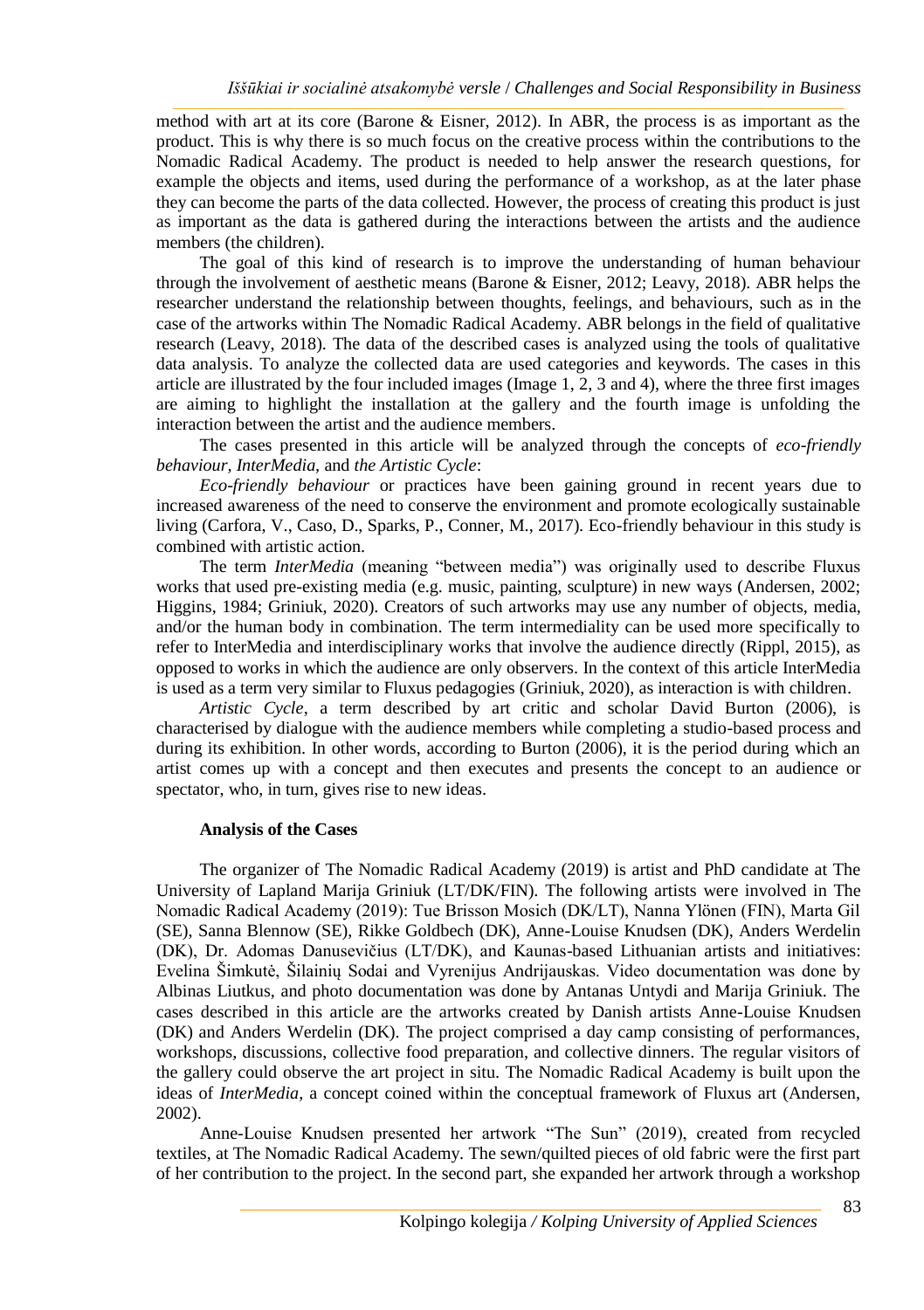method with art at its core (Barone & Eisner, 2012). In ABR, the process is as important as the product. This is why there is so much focus on the creative process within the contributions to the Nomadic Radical Academy. The product is needed to help answer the research questions, for example the objects and items, used during the performance of a workshop, as at the later phase they can become the parts of the data collected. However, the process of creating this product is just as important as the data is gathered during the interactions between the artists and the audience members (the children).

The goal of this kind of research is to improve the understanding of human behaviour through the involvement of aesthetic means (Barone & Eisner, 2012; Leavy, 2018). ABR helps the researcher understand the relationship between thoughts, feelings, and behaviours, such as in the case of the artworks within The Nomadic Radical Academy. ABR belongs in the field of qualitative research (Leavy, 2018). The data of the described cases is analyzed using the tools of qualitative data analysis. To analyze the collected data are used categories and keywords. The cases in this article are illustrated by the four included images (Image 1, 2, 3 and 4), where the three first images are aiming to highlight the installation at the gallery and the fourth image is unfolding the interaction between the artist and the audience members.

The cases presented in this article will be analyzed through the concepts of *eco-friendly behaviour*, *InterMedia*, and *the Artistic Cycle*:

*Eco-friendly behaviour* or practices have been gaining ground in recent years due to increased awareness of the need to conserve the environment and promote ecologically sustainable living (Carfora, V., Caso, D., Sparks, P., Conner, M., 2017). Eco-friendly behaviour in this study is combined with artistic action.

The term *InterMedia* (meaning "between media") was originally used to describe Fluxus works that used pre-existing media (e.g. music, painting, sculpture) in new ways (Andersen, 2002; Higgins, 1984; Griniuk, 2020). Creators of such artworks may use any number of objects, media, and/or the human body in combination. The term intermediality can be used more specifically to refer to InterMedia and interdisciplinary works that involve the audience directly (Rippl, 2015), as opposed to works in which the audience are only observers. In the context of this article InterMedia is used as a term very similar to Fluxus pedagogies (Griniuk, 2020), as interaction is with children.

*Artistic Cycle*, a term described by art critic and scholar David Burton (2006), is characterised by dialogue with the audience members while completing a studio-based process and during its exhibition. In other words, according to Burton (2006), it is the period during which an artist comes up with a concept and then executes and presents the concept to an audience or spectator, who, in turn, gives rise to new ideas.

### Analysis of the Cases

The organizer of The Nomadic Radical Academy (2019) is artist and PhD candidate at The University of Lapland Marija Griniuk (LT/DK/FIN). The following artists were involved in The Nomadic Radical Academy (2019): Tue Brisson Mosich (DK/LT), Nanna Ylönen (FIN), Marta Gil (SE), Sanna Blennow (SE), Rikke Goldbech (DK), Anne-Louise Knudsen (DK), Anders Werdelin (DK), Dr. Adomas Danusevičius (LT/DK), and Kaunas-based Lithuanian artists and initiatives: Evelina Šimkutė, Šilainių Sodai and Vyrenijus Andrijauskas. Video documentation was done by Albinas Liutkus, and photo documentation was done by Antanas Untydi and Marija Griniuk. The cases described in this article are the artworks created by Danish artists Anne-Louise Knudsen (DK) and Anders Werdelin (DK). The project comprised a day camp consisting of performances, workshops, discussions, collective food preparation, and collective dinners. The regular visitors of the gallery could observe the art project in situ. The Nomadic Radical Academy is built upon the ideas of *InterMedia*, a concept coined within the conceptual framework of Fluxus art (Andersen, 2002).

Anne-Louise Knudsen presented her artwork "The Sun" (2019), created from recycled textiles, at The Nomadic Radical Academy. The sewn/quilted pieces of old fabric were the first part of her contribution to the project. In the second part, she expanded her artwork through a workshop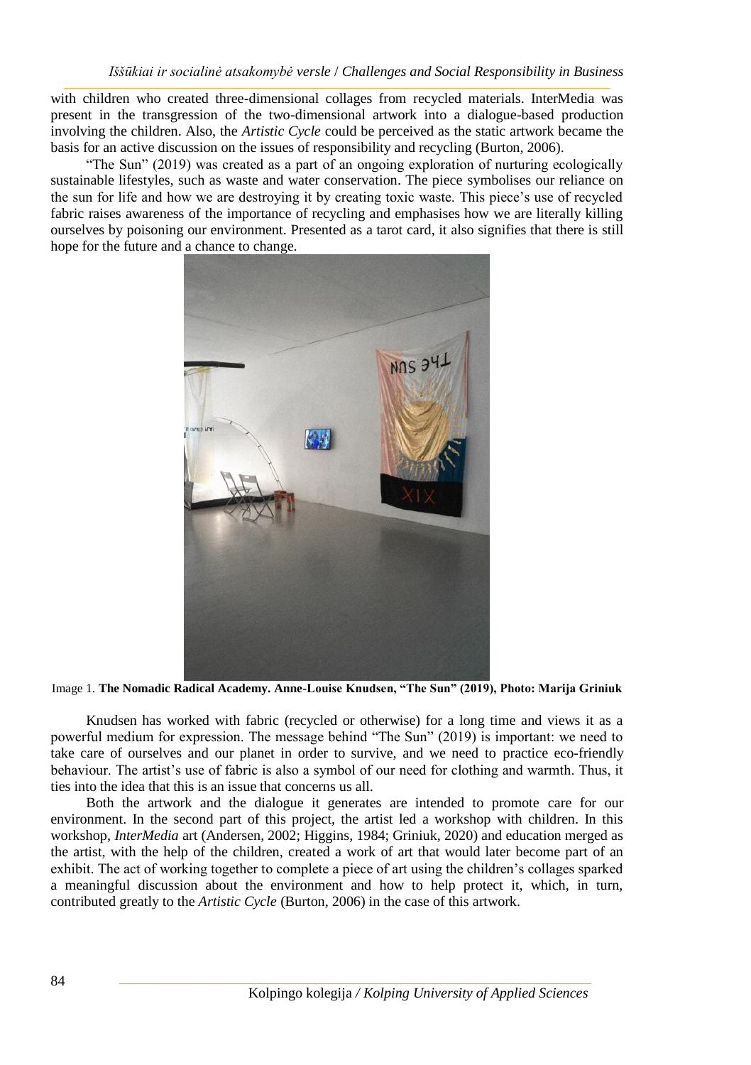with children who created three-dimensional collages from recycled materials. InterMedia was present in the transgression of the two-dimensional artwork into a dialogue-based production involving the children. Also, the *Artistic Cycle* could be perceived as the static artwork became the basis for an active discussion on the issues of responsibility and recycling (Burton, 2006).

"The Sun" (2019) was created as a part of an ongoing exploration of nurturing ecologically sustainable lifestyles, such as waste and water conservation. The piece symbolises our reliance on the sun for life and how we are destroying it by creating toxic waste. This piece's use of recycled fabric raises awareness of the importance of recycling and emphasises how we are literally killing ourselves by poisoning our environment. Presented as a tarot card, it also signifies that there is still hope for the future and a chance to change.

Image 1. **The Nomadic Radical Academy. Anne-Louise Knudsen, "The Sun" (2019), Photo: Marija Griniuk**

Knudsen has worked with fabric (recycled or otherwise) for a long time and views it as a powerful medium for expression. The message behind "The Sun" (2019) is important: we need to take care of ourselves and our planet in order to survive, and we need to practice eco-friendly behaviour. The artist's use of fabric is also a symbol of our need for clothing and warmth. Thus, it ties into the idea that this is an issue that concerns us all.

Both the artwork and the dialogue it generates are intended to promote care for our environment. In the second part of this project, the artist led a workshop with children. In this workshop, *InterMedia* art (Andersen, 2002; Higgins, 1984; Griniuk, 2020) and education merged as the artist, with the help of the children, created a work of art that would later become part of an exhibit. The act of working together to complete a piece of art using the children's collages sparked a meaningful discussion about the environment and how to help protect it, which, in turn, contributed greatly to the *Artistic Cycle* (Burton, 2006) in the case of this artwork.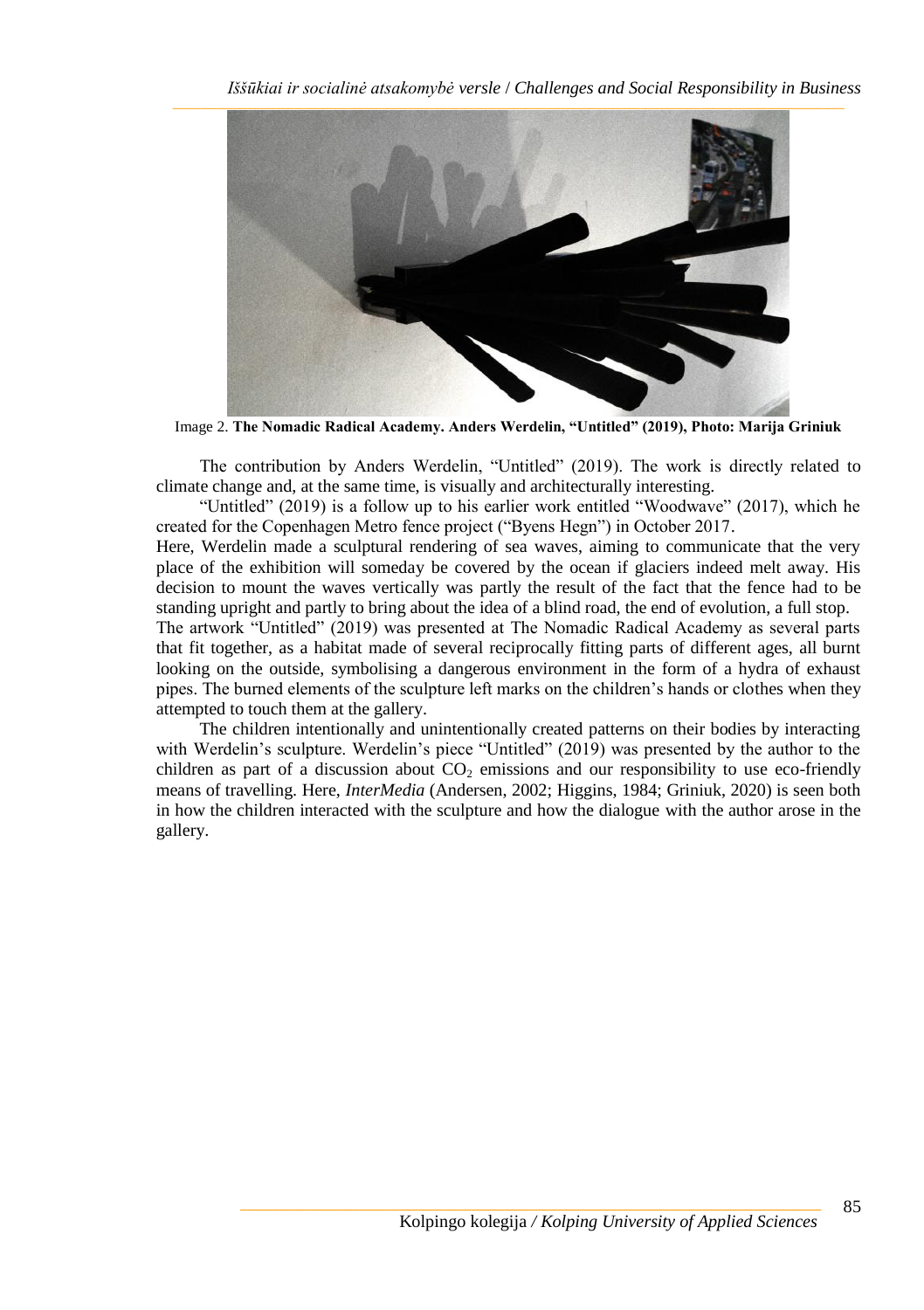Image 2. **The Nomadic Radical Academy. Anders Werdelin, "Untitled" (2019), Photo: Marija Griniuk**

The contribution by Anders Werdelin, "Untitled" (2019). The work is directly related to climate change and, at the same time, is visually and architecturally interesting.

"Untitled" (2019) is a follow up to his earlier work entitled "Woodwave" (2017), which he created for the Copenhagen Metro fence project ("Byens Hegn") in October 2017.

Here, Werdelin made a sculptural rendering of sea waves, aiming to communicate that the very place of the exhibition will someday be covered by the ocean if glaciers indeed melt away. His decision to mount the waves vertically was partly the result of the fact that the fence had to be standing upright and partly to bring about the idea of a blind road, the end of evolution, a full stop.

The artwork "Untitled" (2019) was presented at The Nomadic Radical Academy as several parts that fit together, as a habitat made of several reciprocally fitting parts of different ages, all burnt looking on the outside, symbolising a dangerous environment in the form of a hydra of exhaust pipes. The burned elements of the sculpture left marks on the children's hands or clothes when they attempted to touch them at the gallery.

The children intentionally and unintentionally created patterns on their bodies by interacting with Werdelin's sculpture. Werdelin's piece "Untitled" (2019) was presented by the author to the children as part of a discussion about $CO_2$ emissions and our responsibility to use eco-friendly means of travelling. Here, *InterMedia* (Andersen, 2002; Higgins, 1984; Griniuk, 2020) is seen both in how the children interacted with the sculpture and how the dialogue with the author arose in the gallery.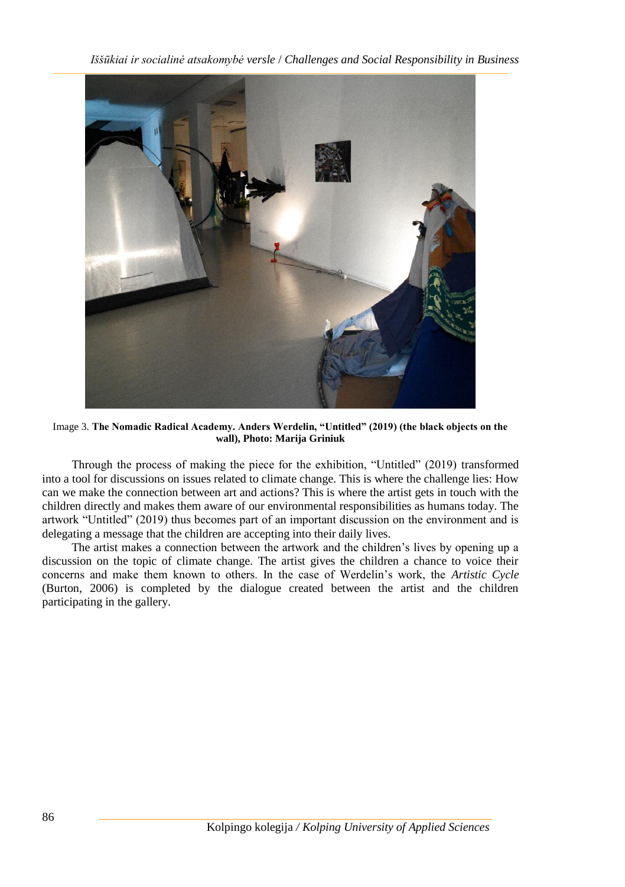Image 3. **The Nomadic Radical Academy. Anders Werdelin, "Untitled" (2019) (the black objects on the wall), Photo: Marija Griniuk**

Through the process of making the piece for the exhibition, "Untitled" (2019) transformed into a tool for discussions on issues related to climate change. This is where the challenge lies: How can we make the connection between art and actions? This is where the artist gets in touch with the children directly and makes them aware of our environmental responsibilities as humans today. The artwork "Untitled" (2019) thus becomes part of an important discussion on the environment and is delegating a message that the children are accepting into their daily lives.

The artist makes a connection between the artwork and the children's lives by opening up a discussion on the topic of climate change. The artist gives the children a chance to voice their concerns and make them known to others. In the case of Werdelin's work, the *Artistic Cycle* (Burton, 2006) is completed by the dialogue created between the artist and the children participating in the gallery.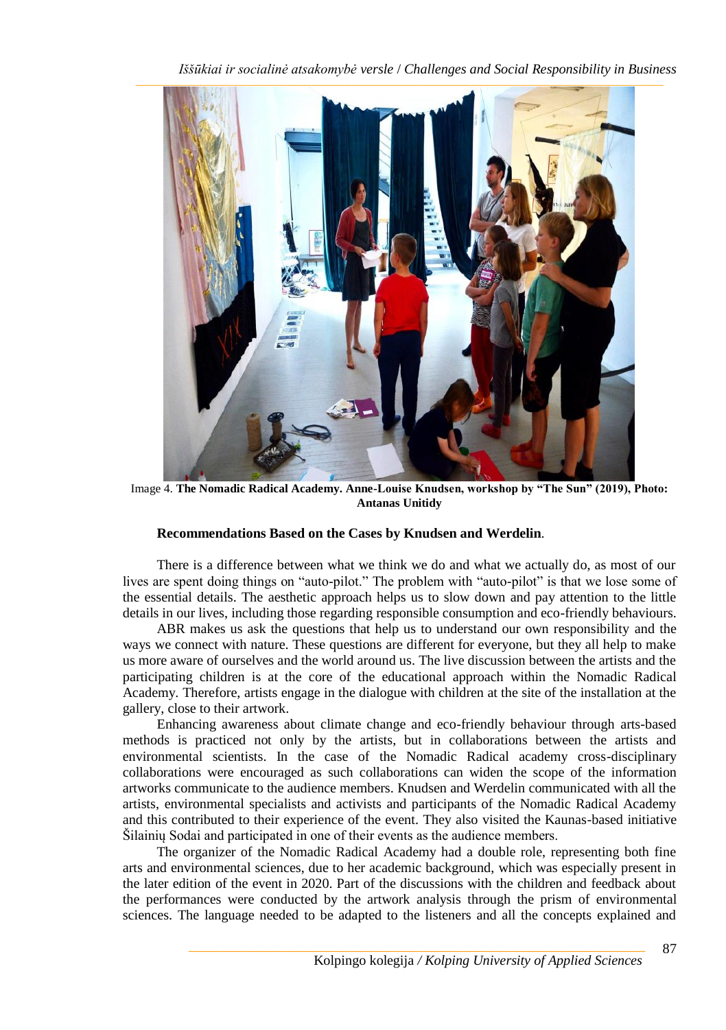Image 4. **The Nomadic Radical Academy. Anne-Louise Knudsen, workshop by "The Sun" (2019), Photo: Antanas Unitidy**

**Recommendations Based on the Cases by Knudsen and Werdelin**.

There is a difference between what we think we do and what we actually do, as most of our lives are spent doing things on "auto-pilot." The problem with "auto-pilot" is that we lose some of the essential details. The aesthetic approach helps us to slow down and pay attention to the little details in our lives, including those regarding responsible consumption and eco-friendly behaviours.

ABR makes us ask the questions that help us to understand our own responsibility and the ways we connect with nature. These questions are different for everyone, but they all help to make us more aware of ourselves and the world around us. The live discussion between the artists and the participating children is at the core of the educational approach within the Nomadic Radical Academy. Therefore, artists engage in the dialogue with children at the site of the installation at the gallery, close to their artwork.

Enhancing awareness about climate change and eco-friendly behaviour through arts-based methods is practiced not only by the artists, but in collaborations between the artists and environmental scientists. In the case of the Nomadic Radical academy cross-disciplinary collaborations were encouraged as such collaborations can widen the scope of the information artworks communicate to the audience members. Knudsen and Werdelin communicated with all the artists, environmental specialists and activists and participants of the Nomadic Radical Academy and this contributed to their experience of the event. They also visited the Kaunas-based initiative Šilainių Sodai and participated in one of their events as the audience members.

The organizer of the Nomadic Radical Academy had a double role, representing both fine arts and environmental sciences, due to her academic background, which was especially present in the later edition of the event in 2020. Part of the discussions with the children and feedback about the performances were conducted by the artwork analysis through the prism of environmental sciences. The language needed to be adapted to the listeners and all the concepts explained and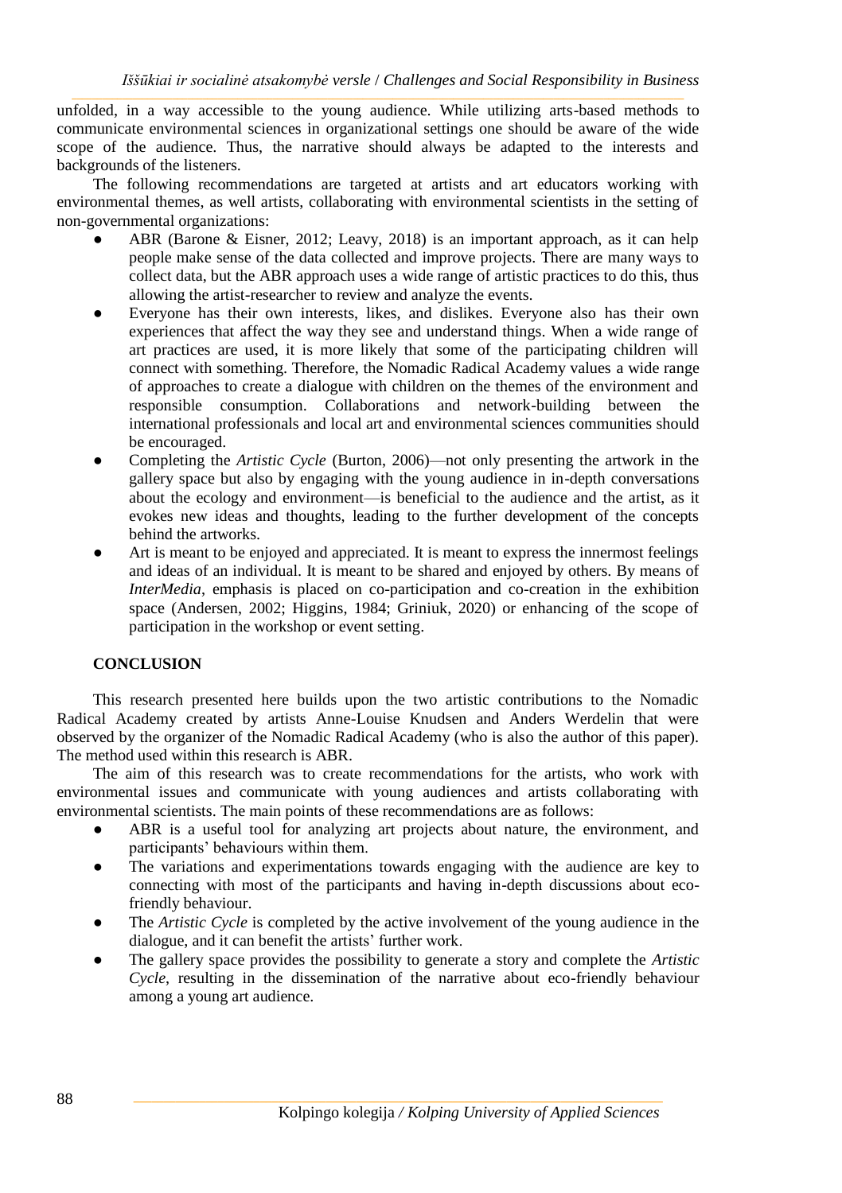unfolded, in a way accessible to the young audience. While utilizing arts-based methods to communicate environmental sciences in organizational settings one should be aware of the wide scope of the audience. Thus, the narrative should always be adapted to the interests and backgrounds of the listeners.

The following recommendations are targeted at artists and art educators working with environmental themes, as well artists, collaborating with environmental scientists in the setting of non-governmental organizations:

- ABR (Barone & Eisner, 2012; Leavy, 2018) is an important approach, as it can help people make sense of the data collected and improve projects. There are many ways to collect data, but the ABR approach uses a wide range of artistic practices to do this, thus allowing the artist-researcher to review and analyze the events.
- Everyone has their own interests, likes, and dislikes. Everyone also has their own experiences that affect the way they see and understand things. When a wide range of art practices are used, it is more likely that some of the participating children will connect with something. Therefore, the Nomadic Radical Academy values a wide range of approaches to create a dialogue with children on the themes of the environment and responsible consumption. Collaborations and network-building between the international professionals and local art and environmental sciences communities should be encouraged.
- Completing the *Artistic Cycle* (Burton, 2006)—not only presenting the artwork in the gallery space but also by engaging with the young audience in in-depth conversations about the ecology and environment—is beneficial to the audience and the artist, as it evokes new ideas and thoughts, leading to the further development of the concepts behind the artworks.
- Art is meant to be enjoyed and appreciated. It is meant to express the innermost feelings and ideas of an individual. It is meant to be shared and enjoyed by others. By means of *InterMedia*, emphasis is placed on co-participation and co-creation in the exhibition space (Andersen, 2002; Higgins, 1984; Griniuk, 2020) or enhancing of the scope of participation in the workshop or event setting.

## CONCLUSION

This research presented here builds upon the two artistic contributions to the Nomadic Radical Academy created by artists Anne-Louise Knudsen and Anders Werdelin that were observed by the organizer of the Nomadic Radical Academy (who is also the author of this paper). The method used within this research is ABR.

The aim of this research was to create recommendations for the artists, who work with environmental issues and communicate with young audiences and artists collaborating with environmental scientists. The main points of these recommendations are as follows:

- ABR is a useful tool for analyzing art projects about nature, the environment, and participants' behaviours within them.
- The variations and experimentations towards engaging with the audience are key to connecting with most of the participants and having in-depth discussions about eco-friendly behaviour.
- The *Artistic Cycle* is completed by the active involvement of the young audience in the dialogue, and it can benefit the artists' further work.
- The gallery space provides the possibility to generate a story and complete the *Artistic Cycle*, resulting in the dissemination of the narrative about eco-friendly behaviour among a young art audience.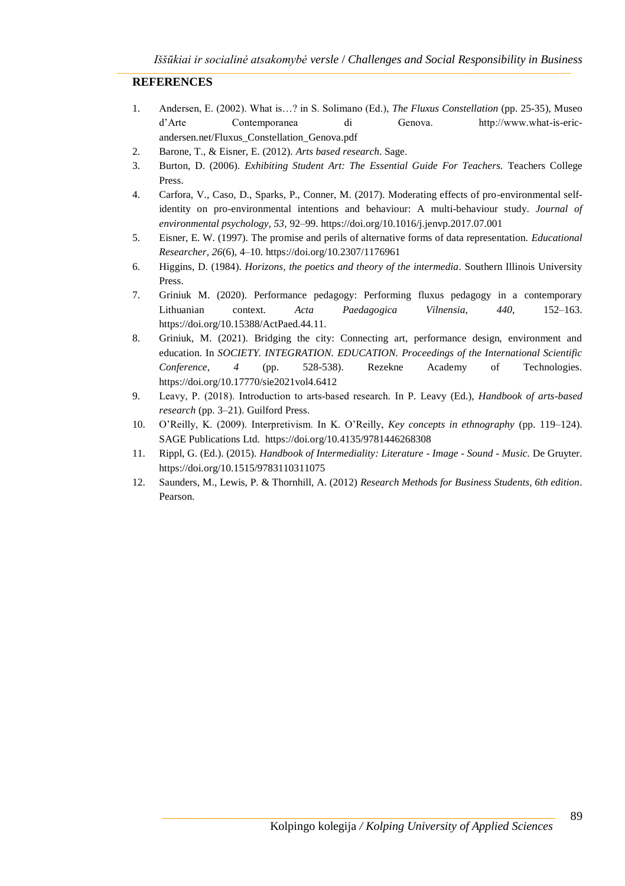## REFERENCES

1. Andersen, E. (2002). What is…? in S. Solimano (Ed.), *The Fluxus Constellation* (pp. 25-35), Museo d'Arte Contemporanea di Genova. http://www.what-is-eric-andersen.net/Fluxus_Constellation_Genova.pdf
2. Barone, T., & Eisner, E. (2012). *Arts based research*. Sage.
3. Burton, D. (2006). *Exhibiting Student Art: The Essential Guide For Teachers.* Teachers College Press.
4. Carfora, V., Caso, D., Sparks, P., Conner, M. (2017). Moderating effects of pro-environmental self-identity on pro-environmental intentions and behaviour: A multi-behaviour study. *Journal of environmental psychology, 53*, 92–99. https://doi.org/10.1016/j.jenvp.2017.07.001
5. Eisner, E. W. (1997). The promise and perils of alternative forms of data representation. *Educational Researcher, 26*(6), 4–10. https://doi.org/10.2307/1176961
6. Higgins, D. (1984). *Horizons, the poetics and theory of the intermedia*. Southern Illinois University Press.
7. Griniuk M. (2020). Performance pedagogy: Performing fluxus pedagogy in a contemporary Lithuanian context. *Acta Paedagogica Vilnensia*, *440*, 152–163. https://doi.org/10.15388/ActPaed.44.11.
8. Griniuk, M. (2021). Bridging the city: Connecting art, performance design, environment and education. In *SOCIETY. INTEGRATION. EDUCATION. Proceedings of the International Scientific Conference*, *4* (pp. 528-538). Rezekne Academy of Technologies. https://doi.org/10.17770/sie2021vol4.6412
9. Leavy, P. (2018). Introduction to arts-based research. In P. Leavy (Ed.), *Handbook of arts-based research* (pp. 3–21). Guilford Press.
10. O'Reilly, K. (2009). Interpretivism. In K. O'Reilly, *Key concepts in ethnography* (pp. 119–124). SAGE Publications Ltd. https://doi.org/10.4135/9781446268308
11. Rippl, G. (Ed.). (2015). *Handbook of Intermediality: Literature - Image - Sound - Music.* De Gruyter. https://doi.org/10.1515/9783110311075
12. Saunders, M., Lewis, P. & Thornhill, A. (2012) *Research Methods for Business Students, 6th edition*. Pearson.